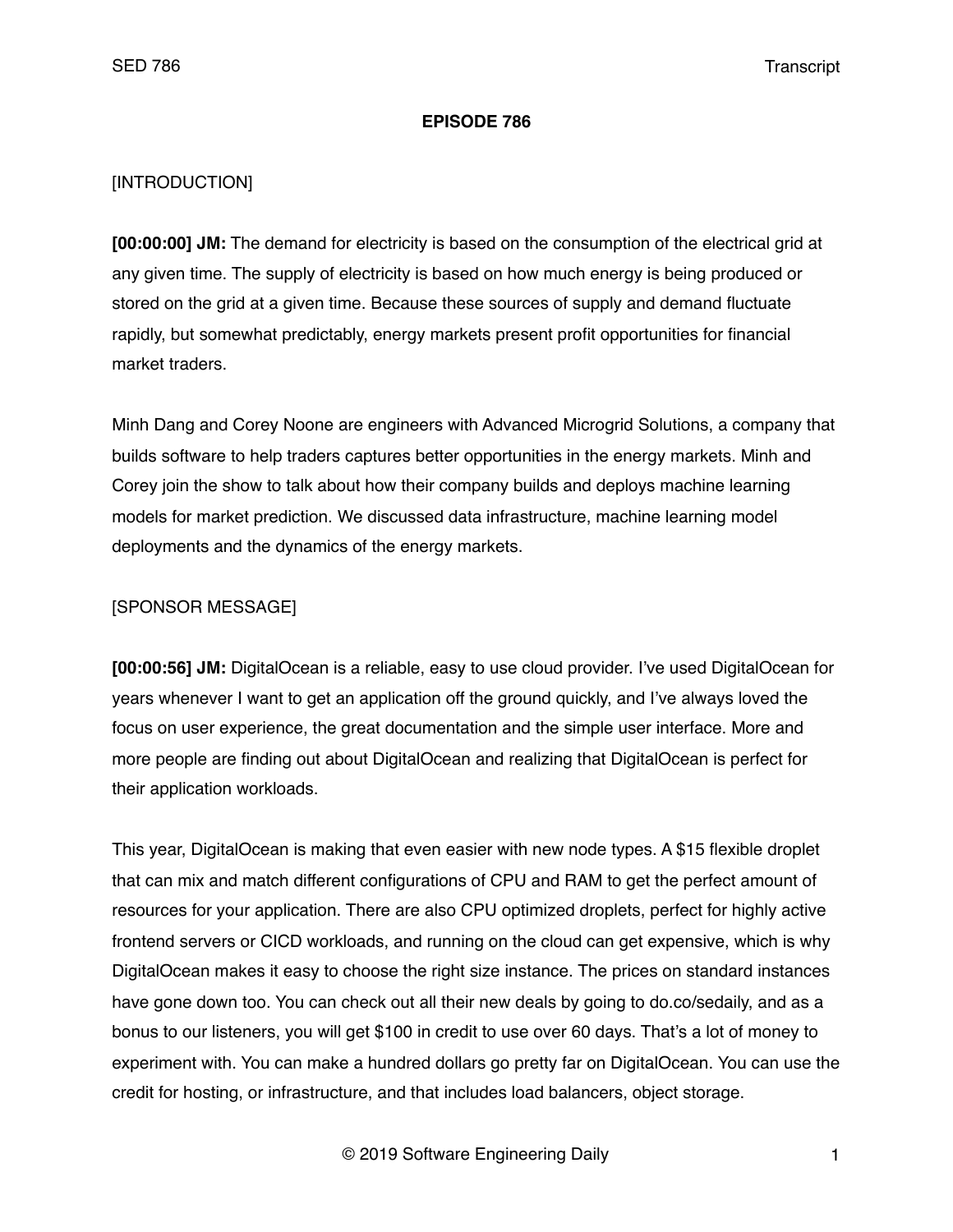# EPISODE 786

[INTRODUCTION]

**[00:00:00] JM:** The demand for electricity is based on the consumption of the electrical grid at any given time. The supply of electricity is based on how much energy is being produced or stored on the grid at a given time. Because these sources of supply and demand fluctuate rapidly, but somewhat predictably, energy markets present profit opportunities for financial market traders.

Minh Dang and Corey Noone are engineers with Advanced Microgrid Solutions, a company that builds software to help traders captures better opportunities in the energy markets. Minh and Corey join the show to talk about how their company builds and deploys machine learning models for market prediction. We discussed data infrastructure, machine learning model deployments and the dynamics of the energy markets.

[SPONSOR MESSAGE]

**[00:00:56] JM:** DigitalOcean is a reliable, easy to use cloud provider. I've used DigitalOcean for years whenever I want to get an application off the ground quickly, and I've always loved the focus on user experience, the great documentation and the simple user interface. More and more people are finding out about DigitalOcean and realizing that DigitalOcean is perfect for their application workloads.

This year, DigitalOcean is making that even easier with new node types. A $15 flexible droplet that can mix and match different configurations of CPU and RAM to get the perfect amount of resources for your application. There are also CPU optimized droplets, perfect for highly active frontend servers or CICD workloads, and running on the cloud can get expensive, which is why DigitalOcean makes it easy to choose the right size instance. The prices on standard instances have gone down too. You can check out all their new deals by going to do.co/sedaily, and as a bonus to our listeners, you will get $100 in credit to use over 60 days. That's a lot of money to experiment with. You can make a hundred dollars go pretty far on DigitalOcean. You can use the credit for hosting, or infrastructure, and that includes load balancers, object storage.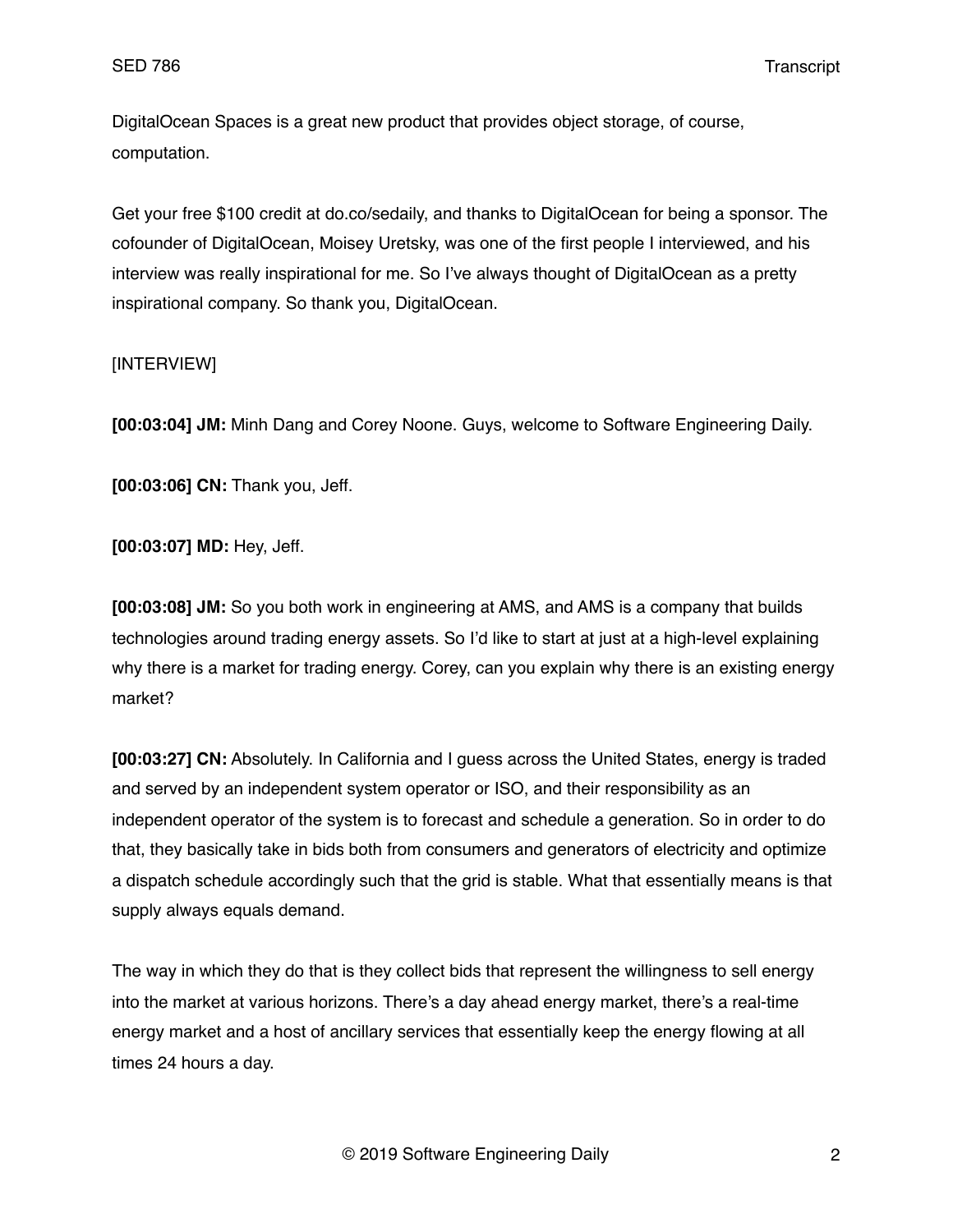DigitalOcean Spaces is a great new product that provides object storage, of course, computation.

Get your free $100 credit at do.co/sedaily, and thanks to DigitalOcean for being a sponsor. The cofounder of DigitalOcean, Moisey Uretsky, was one of the first people I interviewed, and his interview was really inspirational for me. So I've always thought of DigitalOcean as a pretty inspirational company. So thank you, DigitalOcean.

[INTERVIEW]

**[00:03:04] JM:** Minh Dang and Corey Noone. Guys, welcome to Software Engineering Daily.

**[00:03:06] CN:** Thank you, Jeff.

**[00:03:07] MD:** Hey, Jeff.

**[00:03:08] JM:** So you both work in engineering at AMS, and AMS is a company that builds technologies around trading energy assets. So I'd like to start at just at a high-level explaining why there is a market for trading energy. Corey, can you explain why there is an existing energy market?

**[00:03:27] CN:** Absolutely. In California and I guess across the United States, energy is traded and served by an independent system operator or ISO, and their responsibility as an independent operator of the system is to forecast and schedule a generation. So in order to do that, they basically take in bids both from consumers and generators of electricity and optimize a dispatch schedule accordingly such that the grid is stable. What that essentially means is that supply always equals demand.

The way in which they do that is they collect bids that represent the willingness to sell energy into the market at various horizons. There's a day ahead energy market, there's a real-time energy market and a host of ancillary services that essentially keep the energy flowing at all times 24 hours a day.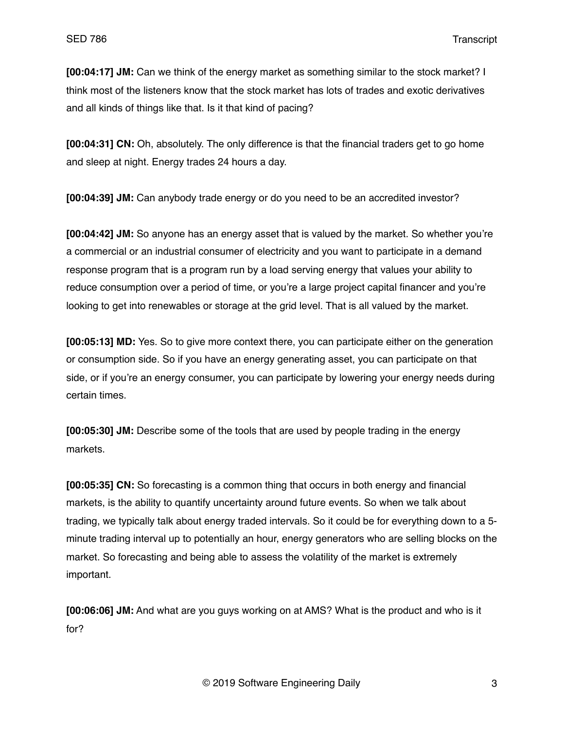**[00:04:17] JM:** Can we think of the energy market as something similar to the stock market? I think most of the listeners know that the stock market has lots of trades and exotic derivatives and all kinds of things like that. Is it that kind of pacing?

**[00:04:31] CN:** Oh, absolutely. The only difference is that the financial traders get to go home and sleep at night. Energy trades 24 hours a day.

**[00:04:39] JM:** Can anybody trade energy or do you need to be an accredited investor?

**[00:04:42] JM:** So anyone has an energy asset that is valued by the market. So whether you're a commercial or an industrial consumer of electricity and you want to participate in a demand response program that is a program run by a load serving energy that values your ability to reduce consumption over a period of time, or you're a large project capital financer and you're looking to get into renewables or storage at the grid level. That is all valued by the market.

**[00:05:13] MD:** Yes. So to give more context there, you can participate either on the generation or consumption side. So if you have an energy generating asset, you can participate on that side, or if you're an energy consumer, you can participate by lowering your energy needs during certain times.

**[00:05:30] JM:** Describe some of the tools that are used by people trading in the energy markets.

**[00:05:35] CN:** So forecasting is a common thing that occurs in both energy and financial markets, is the ability to quantify uncertainty around future events. So when we talk about trading, we typically talk about energy traded intervals. So it could be for everything down to a 5-minute trading interval up to potentially an hour, energy generators who are selling blocks on the market. So forecasting and being able to assess the volatility of the market is extremely important.

**[00:06:06] JM:** And what are you guys working on at AMS? What is the product and who is it for?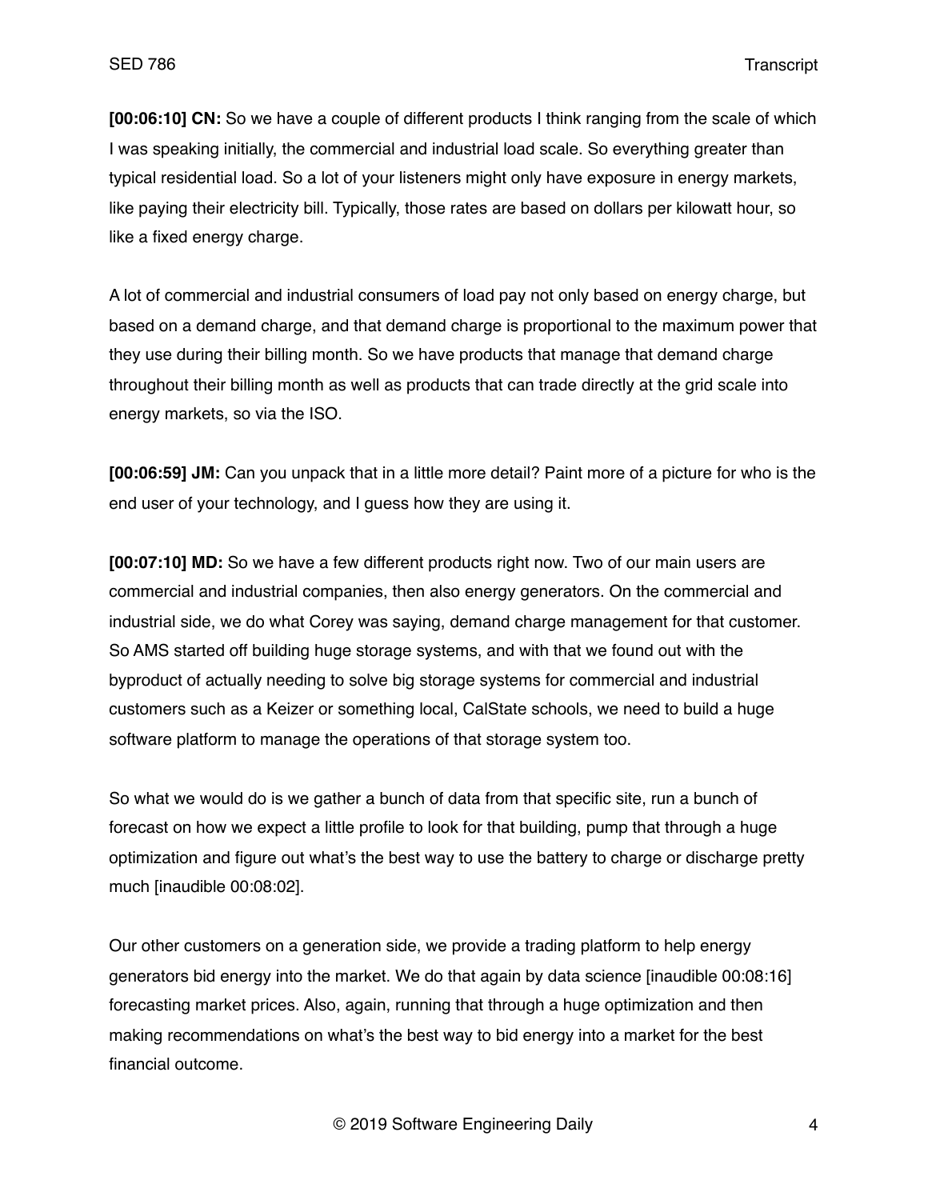**[00:06:10] CN:** So we have a couple of different products I think ranging from the scale of which I was speaking initially, the commercial and industrial load scale. So everything greater than typical residential load. So a lot of your listeners might only have exposure in energy markets, like paying their electricity bill. Typically, those rates are based on dollars per kilowatt hour, so like a fixed energy charge.

A lot of commercial and industrial consumers of load pay not only based on energy charge, but based on a demand charge, and that demand charge is proportional to the maximum power that they use during their billing month. So we have products that manage that demand charge throughout their billing month as well as products that can trade directly at the grid scale into energy markets, so via the ISO.

**[00:06:59] JM:** Can you unpack that in a little more detail? Paint more of a picture for who is the end user of your technology, and I guess how they are using it.

**[00:07:10] MD:** So we have a few different products right now. Two of our main users are commercial and industrial companies, then also energy generators. On the commercial and industrial side, we do what Corey was saying, demand charge management for that customer. So AMS started off building huge storage systems, and with that we found out with the byproduct of actually needing to solve big storage systems for commercial and industrial customers such as a Keizer or something local, CalState schools, we need to build a huge software platform to manage the operations of that storage system too.

So what we would do is we gather a bunch of data from that specific site, run a bunch of forecast on how we expect a little profile to look for that building, pump that through a huge optimization and figure out what's the best way to use the battery to charge or discharge pretty much [inaudible 00:08:02].

Our other customers on a generation side, we provide a trading platform to help energy generators bid energy into the market. We do that again by data science [inaudible 00:08:16] forecasting market prices. Also, again, running that through a huge optimization and then making recommendations on what's the best way to bid energy into a market for the best financial outcome.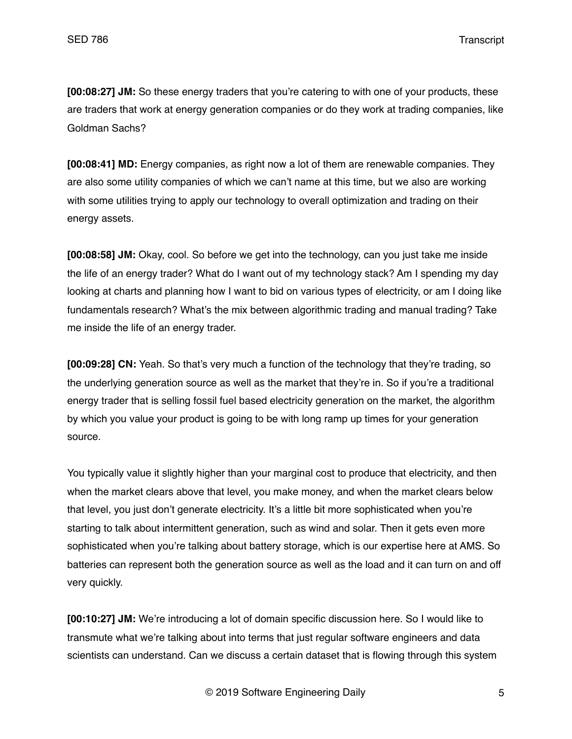**[00:08:27] JM:** So these energy traders that you're catering to with one of your products, these are traders that work at energy generation companies or do they work at trading companies, like Goldman Sachs?

**[00:08:41] MD:** Energy companies, as right now a lot of them are renewable companies. They are also some utility companies of which we can't name at this time, but we also are working with some utilities trying to apply our technology to overall optimization and trading on their energy assets.

**[00:08:58] JM:** Okay, cool. So before we get into the technology, can you just take me inside the life of an energy trader? What do I want out of my technology stack? Am I spending my day looking at charts and planning how I want to bid on various types of electricity, or am I doing like fundamentals research? What's the mix between algorithmic trading and manual trading? Take me inside the life of an energy trader.

**[00:09:28] CN:** Yeah. So that's very much a function of the technology that they're trading, so the underlying generation source as well as the market that they're in. So if you're a traditional energy trader that is selling fossil fuel based electricity generation on the market, the algorithm by which you value your product is going to be with long ramp up times for your generation source.

You typically value it slightly higher than your marginal cost to produce that electricity, and then when the market clears above that level, you make money, and when the market clears below that level, you just don't generate electricity. It's a little bit more sophisticated when you're starting to talk about intermittent generation, such as wind and solar. Then it gets even more sophisticated when you're talking about battery storage, which is our expertise here at AMS. So batteries can represent both the generation source as well as the load and it can turn on and off very quickly.

**[00:10:27] JM:** We're introducing a lot of domain specific discussion here. So I would like to transmute what we're talking about into terms that just regular software engineers and data scientists can understand. Can we discuss a certain dataset that is flowing through this system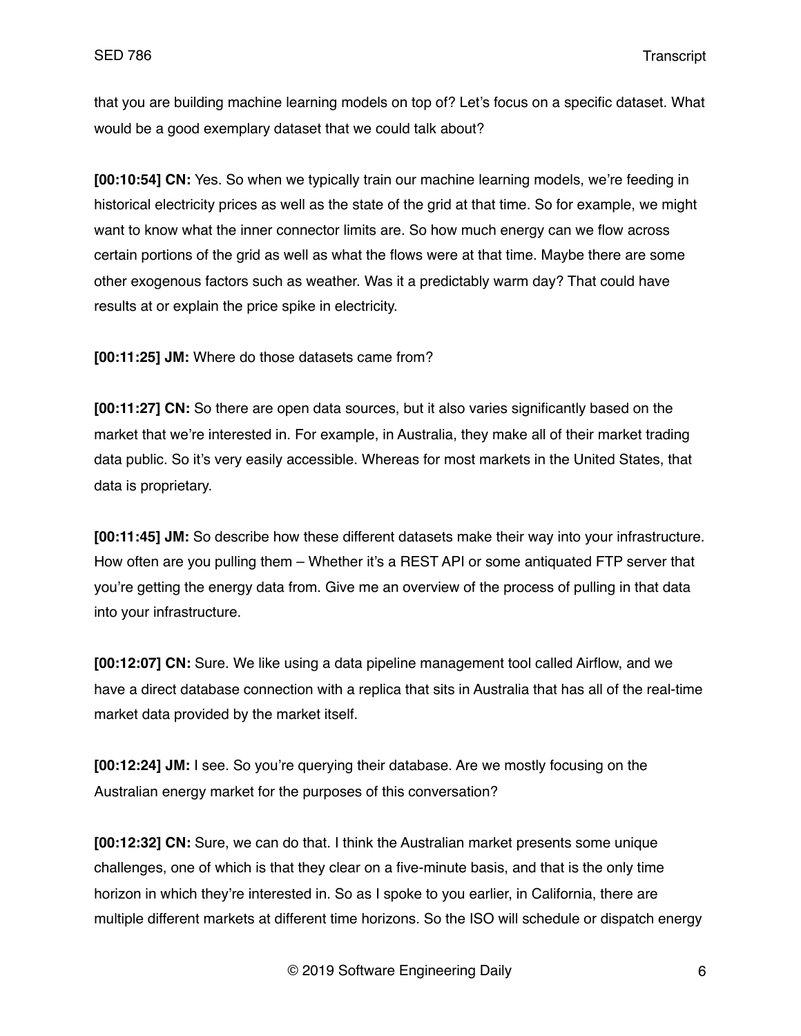that you are building machine learning models on top of? Let's focus on a specific dataset. What would be a good exemplary dataset that we could talk about?

**[00:10:54] CN:** Yes. So when we typically train our machine learning models, we're feeding in historical electricity prices as well as the state of the grid at that time. So for example, we might want to know what the inner connector limits are. So how much energy can we flow across certain portions of the grid as well as what the flows were at that time. Maybe there are some other exogenous factors such as weather. Was it a predictably warm day? That could have results at or explain the price spike in electricity.

**[00:11:25] JM:** Where do those datasets came from?

**[00:11:27] CN:** So there are open data sources, but it also varies significantly based on the market that we're interested in. For example, in Australia, they make all of their market trading data public. So it's very easily accessible. Whereas for most markets in the United States, that data is proprietary.

**[00:11:45] JM:** So describe how these different datasets make their way into your infrastructure. How often are you pulling them – Whether it's a REST API or some antiquated FTP server that you're getting the energy data from. Give me an overview of the process of pulling in that data into your infrastructure.

**[00:12:07] CN:** Sure. We like using a data pipeline management tool called Airflow, and we have a direct database connection with a replica that sits in Australia that has all of the real-time market data provided by the market itself.

**[00:12:24] JM:** I see. So you're querying their database. Are we mostly focusing on the Australian energy market for the purposes of this conversation?

**[00:12:32] CN:** Sure, we can do that. I think the Australian market presents some unique challenges, one of which is that they clear on a five-minute basis, and that is the only time horizon in which they're interested in. So as I spoke to you earlier, in California, there are multiple different markets at different time horizons. So the ISO will schedule or dispatch energy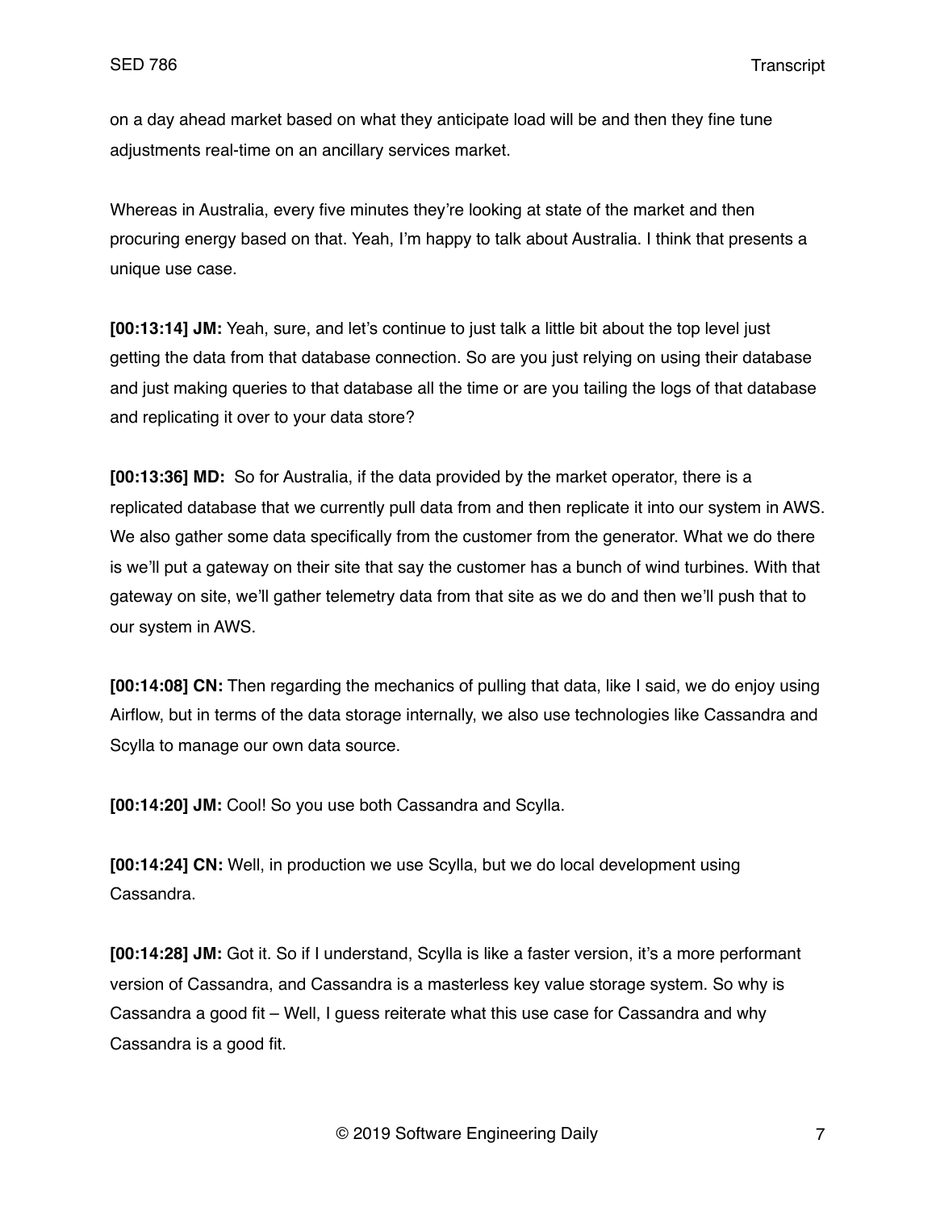on a day ahead market based on what they anticipate load will be and then they fine tune adjustments real-time on an ancillary services market.

Whereas in Australia, every five minutes they're looking at state of the market and then procuring energy based on that. Yeah, I'm happy to talk about Australia. I think that presents a unique use case.

**[00:13:14] JM:** Yeah, sure, and let's continue to just talk a little bit about the top level just getting the data from that database connection. So are you just relying on using their database and just making queries to that database all the time or are you tailing the logs of that database and replicating it over to your data store?

**[00:13:36] MD:** So for Australia, if the data provided by the market operator, there is a replicated database that we currently pull data from and then replicate it into our system in AWS. We also gather some data specifically from the customer from the generator. What we do there is we'll put a gateway on their site that say the customer has a bunch of wind turbines. With that gateway on site, we'll gather telemetry data from that site as we do and then we'll push that to our system in AWS.

**[00:14:08] CN:** Then regarding the mechanics of pulling that data, like I said, we do enjoy using Airflow, but in terms of the data storage internally, we also use technologies like Cassandra and Scylla to manage our own data source.

**[00:14:20] JM:** Cool! So you use both Cassandra and Scylla.

**[00:14:24] CN:** Well, in production we use Scylla, but we do local development using Cassandra.

**[00:14:28] JM:** Got it. So if I understand, Scylla is like a faster version, it's a more performant version of Cassandra, and Cassandra is a masterless key value storage system. So why is Cassandra a good fit – Well, I guess reiterate what this use case for Cassandra and why Cassandra is a good fit.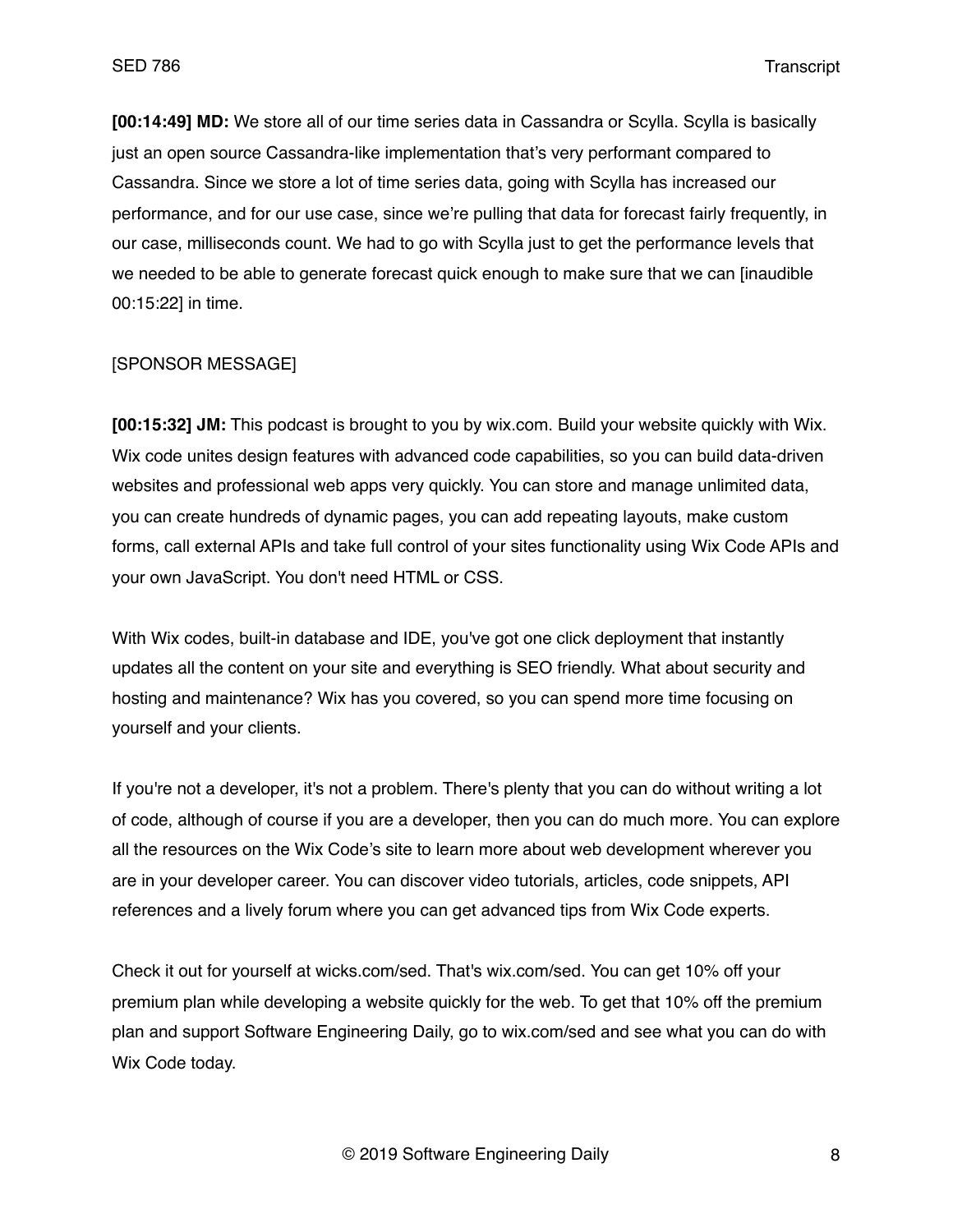**[00:14:49] MD:** We store all of our time series data in Cassandra or Scylla. Scylla is basically just an open source Cassandra-like implementation that's very performant compared to Cassandra. Since we store a lot of time series data, going with Scylla has increased our performance, and for our use case, since we're pulling that data for forecast fairly frequently, in our case, milliseconds count. We had to go with Scylla just to get the performance levels that we needed to be able to generate forecast quick enough to make sure that we can [inaudible 00:15:22] in time.

[SPONSOR MESSAGE]

**[00:15:32] JM:** This podcast is brought to you by wix.com. Build your website quickly with Wix. Wix code unites design features with advanced code capabilities, so you can build data-driven websites and professional web apps very quickly. You can store and manage unlimited data, you can create hundreds of dynamic pages, you can add repeating layouts, make custom forms, call external APIs and take full control of your sites functionality using Wix Code APIs and your own JavaScript. You don't need HTML or CSS.

With Wix codes, built-in database and IDE, you've got one click deployment that instantly updates all the content on your site and everything is SEO friendly. What about security and hosting and maintenance? Wix has you covered, so you can spend more time focusing on yourself and your clients.

If you're not a developer, it's not a problem. There's plenty that you can do without writing a lot of code, although of course if you are a developer, then you can do much more. You can explore all the resources on the Wix Code's site to learn more about web development wherever you are in your developer career. You can discover video tutorials, articles, code snippets, API references and a lively forum where you can get advanced tips from Wix Code experts.

Check it out for yourself at wicks.com/sed. That's wix.com/sed. You can get 10% off your premium plan while developing a website quickly for the web. To get that 10% off the premium plan and support Software Engineering Daily, go to wix.com/sed and see what you can do with Wix Code today.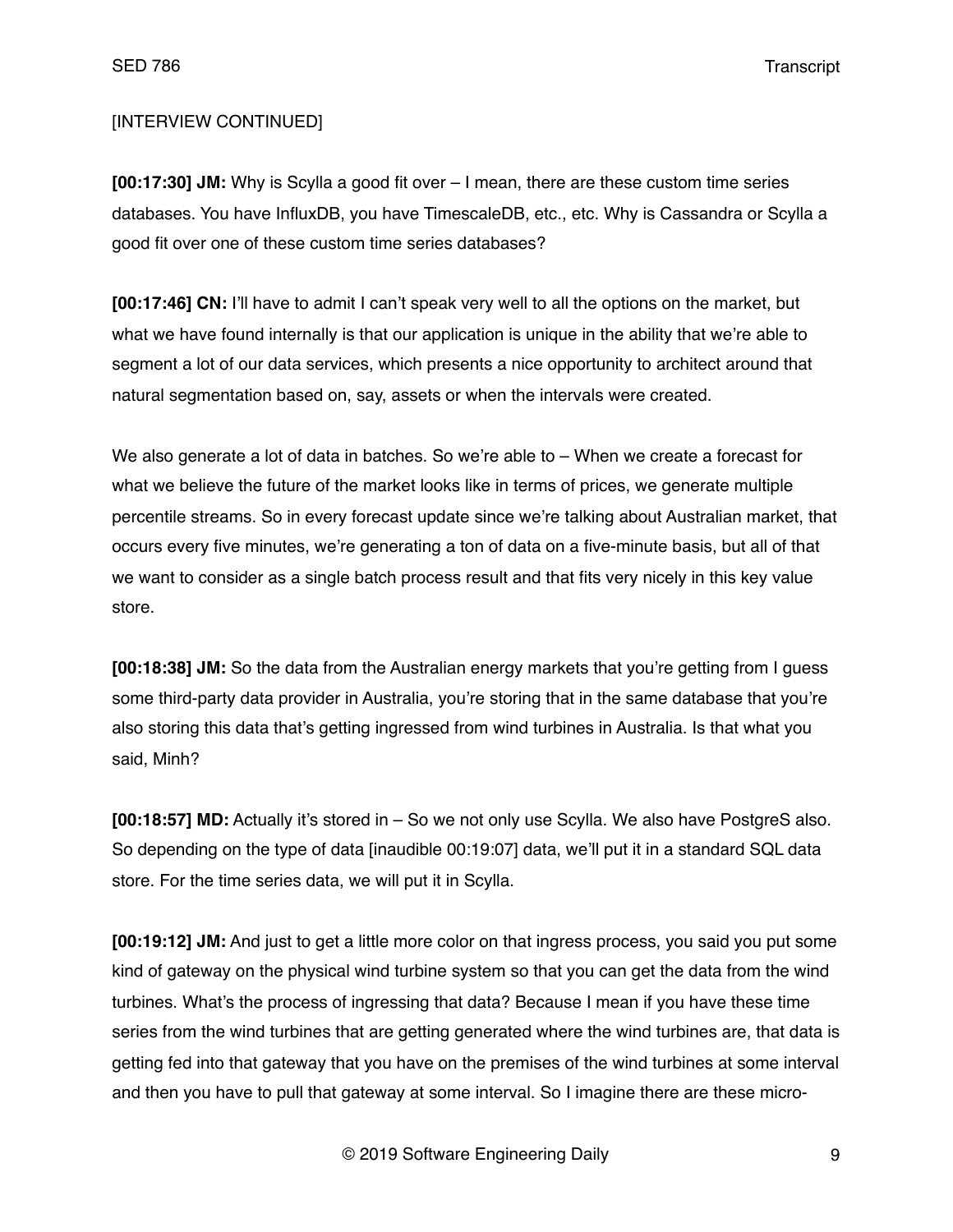[INTERVIEW CONTINUED]

**[00:17:30] JM:** Why is Scylla a good fit over – I mean, there are these custom time series databases. You have InfluxDB, you have TimescaleDB, etc., etc. Why is Cassandra or Scylla a good fit over one of these custom time series databases?

**[00:17:46] CN:** I'll have to admit I can't speak very well to all the options on the market, but what we have found internally is that our application is unique in the ability that we're able to segment a lot of our data services, which presents a nice opportunity to architect around that natural segmentation based on, say, assets or when the intervals were created.

We also generate a lot of data in batches. So we're able to – When we create a forecast for what we believe the future of the market looks like in terms of prices, we generate multiple percentile streams. So in every forecast update since we're talking about Australian market, that occurs every five minutes, we're generating a ton of data on a five-minute basis, but all of that we want to consider as a single batch process result and that fits very nicely in this key value store.

**[00:18:38] JM:** So the data from the Australian energy markets that you're getting from I guess some third-party data provider in Australia, you're storing that in the same database that you're also storing this data that's getting ingressed from wind turbines in Australia. Is that what you said, Minh?

**[00:18:57] MD:** Actually it's stored in – So we not only use Scylla. We also have PostgreS also. So depending on the type of data [inaudible 00:19:07] data, we'll put it in a standard SQL data store. For the time series data, we will put it in Scylla.

**[00:19:12] JM:** And just to get a little more color on that ingress process, you said you put some kind of gateway on the physical wind turbine system so that you can get the data from the wind turbines. What's the process of ingressing that data? Because I mean if you have these time series from the wind turbines that are getting generated where the wind turbines are, that data is getting fed into that gateway that you have on the premises of the wind turbines at some interval and then you have to pull that gateway at some interval. So I imagine there are these micro-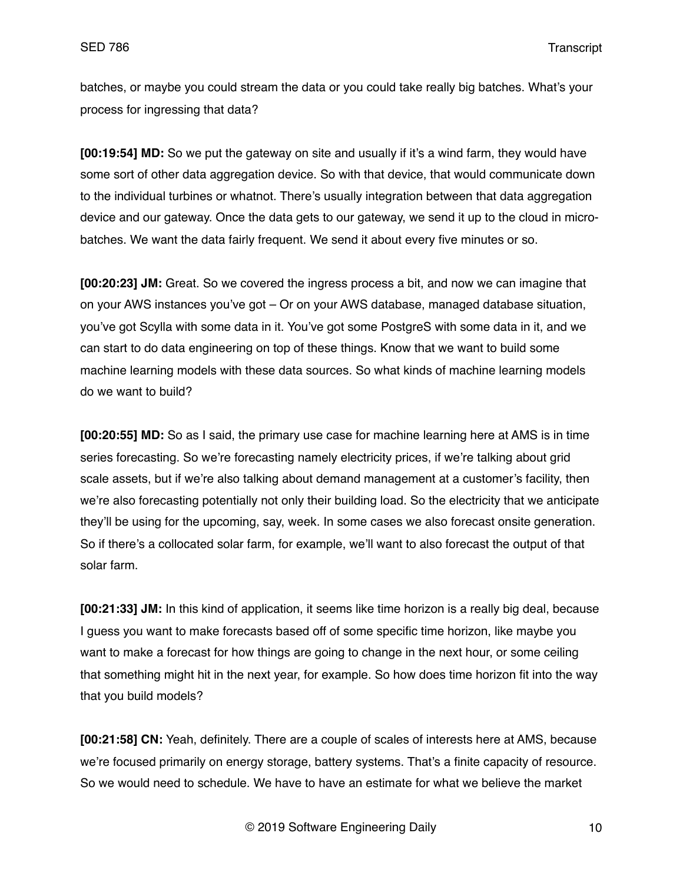batches, or maybe you could stream the data or you could take really big batches. What's your process for ingressing that data?

**[00:19:54] MD:** So we put the gateway on site and usually if it's a wind farm, they would have some sort of other data aggregation device. So with that device, that would communicate down to the individual turbines or whatnot. There's usually integration between that data aggregation device and our gateway. Once the data gets to our gateway, we send it up to the cloud in micro-batches. We want the data fairly frequent. We send it about every five minutes or so.

**[00:20:23] JM:** Great. So we covered the ingress process a bit, and now we can imagine that on your AWS instances you've got – Or on your AWS database, managed database situation, you've got Scylla with some data in it. You've got some PostgreS with some data in it, and we can start to do data engineering on top of these things. Know that we want to build some machine learning models with these data sources. So what kinds of machine learning models do we want to build?

**[00:20:55] MD:** So as I said, the primary use case for machine learning here at AMS is in time series forecasting. So we're forecasting namely electricity prices, if we're talking about grid scale assets, but if we're also talking about demand management at a customer's facility, then we're also forecasting potentially not only their building load. So the electricity that we anticipate they'll be using for the upcoming, say, week. In some cases we also forecast onsite generation. So if there's a collocated solar farm, for example, we'll want to also forecast the output of that solar farm.

**[00:21:33] JM:** In this kind of application, it seems like time horizon is a really big deal, because I guess you want to make forecasts based off of some specific time horizon, like maybe you want to make a forecast for how things are going to change in the next hour, or some ceiling that something might hit in the next year, for example. So how does time horizon fit into the way that you build models?

**[00:21:58] CN:** Yeah, definitely. There are a couple of scales of interests here at AMS, because we're focused primarily on energy storage, battery systems. That's a finite capacity of resource. So we would need to schedule. We have to have an estimate for what we believe the market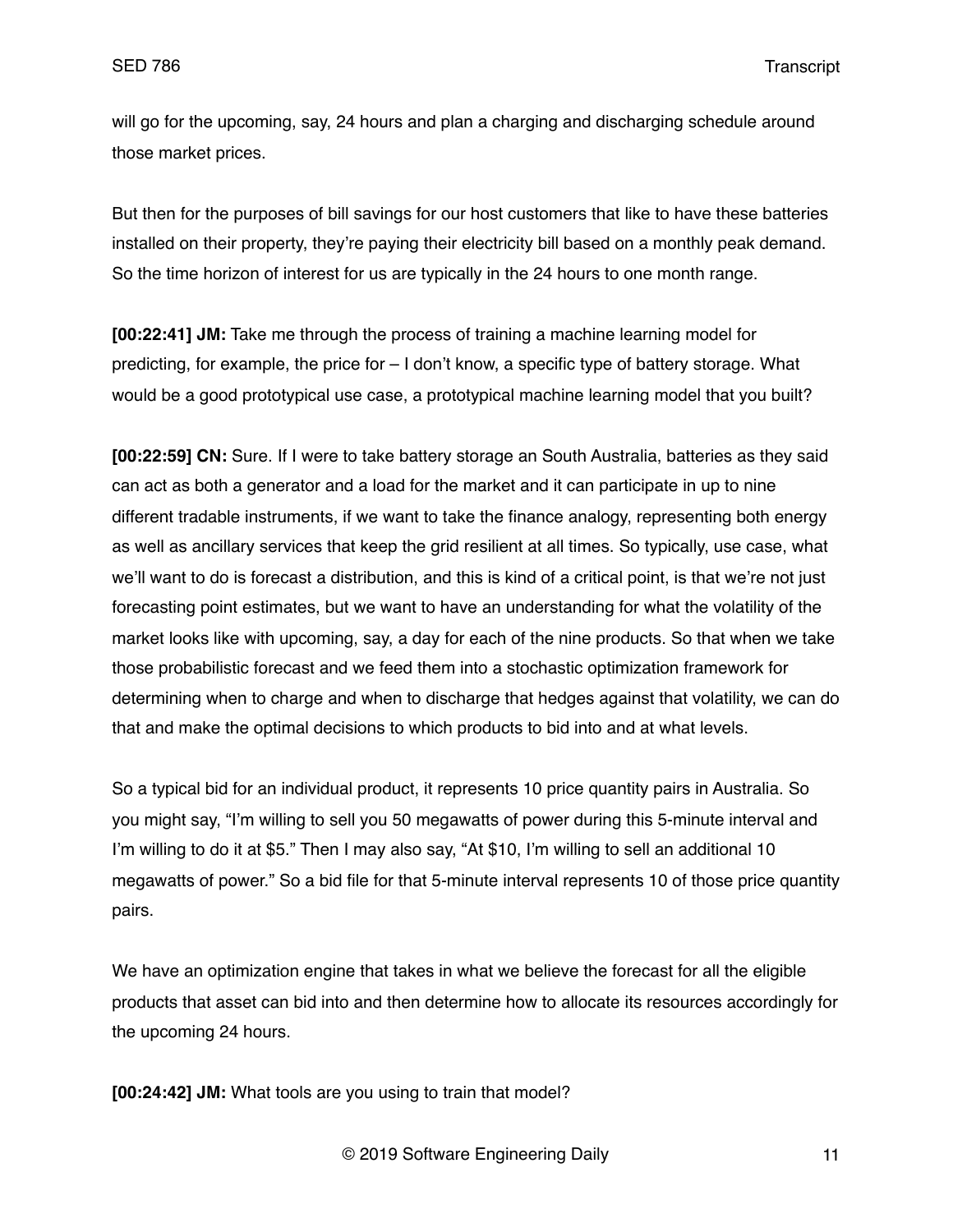will go for the upcoming, say, 24 hours and plan a charging and discharging schedule around those market prices.

But then for the purposes of bill savings for our host customers that like to have these batteries installed on their property, they're paying their electricity bill based on a monthly peak demand. So the time horizon of interest for us are typically in the 24 hours to one month range.

**[00:22:41] JM:** Take me through the process of training a machine learning model for predicting, for example, the price for – I don't know, a specific type of battery storage. What would be a good prototypical use case, a prototypical machine learning model that you built?

**[00:22:59] CN:** Sure. If I were to take battery storage an South Australia, batteries as they said can act as both a generator and a load for the market and it can participate in up to nine different tradable instruments, if we want to take the finance analogy, representing both energy as well as ancillary services that keep the grid resilient at all times. So typically, use case, what we'll want to do is forecast a distribution, and this is kind of a critical point, is that we're not just forecasting point estimates, but we want to have an understanding for what the volatility of the market looks like with upcoming, say, a day for each of the nine products. So that when we take those probabilistic forecast and we feed them into a stochastic optimization framework for determining when to charge and when to discharge that hedges against that volatility, we can do that and make the optimal decisions to which products to bid into and at what levels.

So a typical bid for an individual product, it represents 10 price quantity pairs in Australia. So you might say, "I'm willing to sell you 50 megawatts of power during this 5-minute interval and I'm willing to do it at $5." Then I may also say, "At $10, I'm willing to sell an additional 10 megawatts of power." So a bid file for that 5-minute interval represents 10 of those price quantity pairs.

We have an optimization engine that takes in what we believe the forecast for all the eligible products that asset can bid into and then determine how to allocate its resources accordingly for the upcoming 24 hours.

**[00:24:42] JM:** What tools are you using to train that model?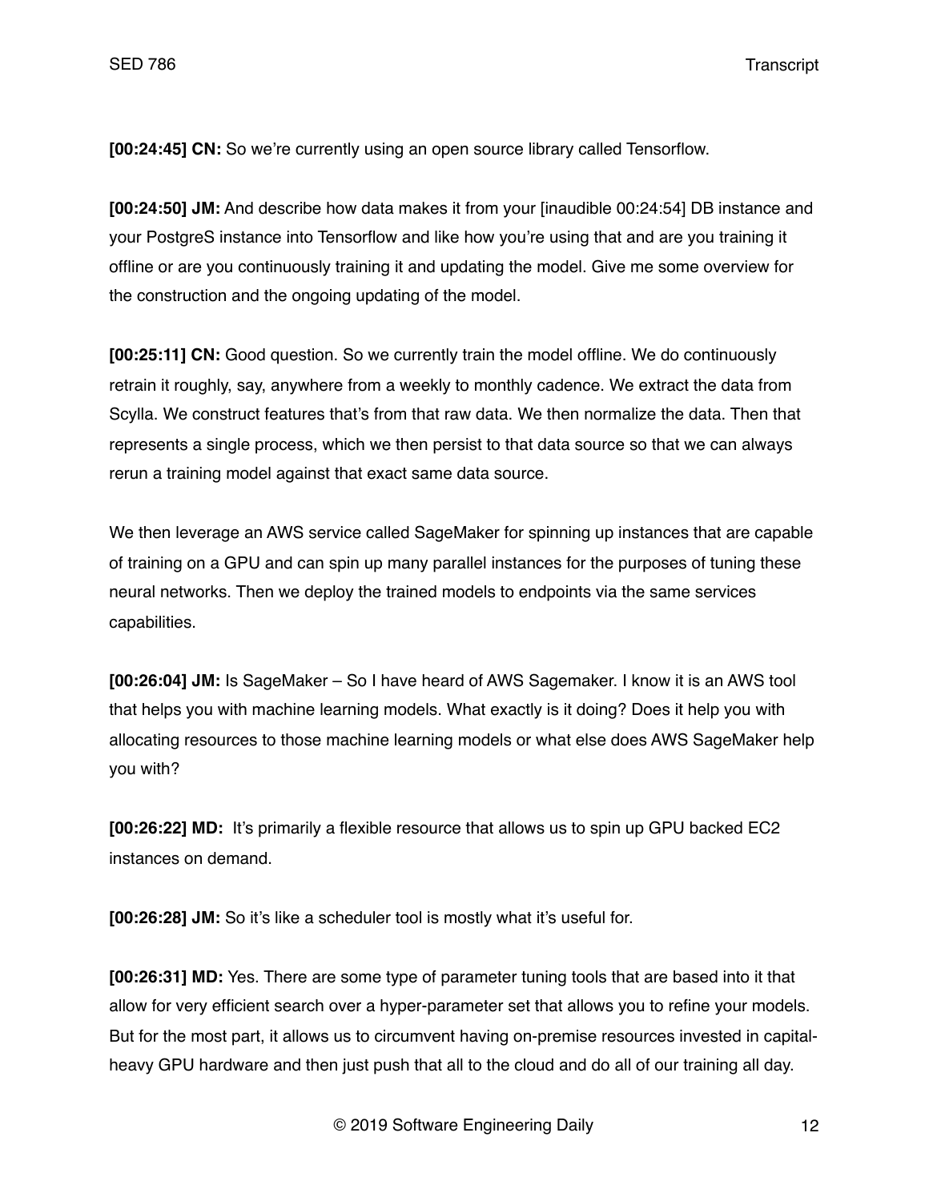**[00:24:45] CN:** So we're currently using an open source library called Tensorflow.

**[00:24:50] JM:** And describe how data makes it from your [inaudible 00:24:54] DB instance and your PostgreS instance into Tensorflow and like how you're using that and are you training it offline or are you continuously training it and updating the model. Give me some overview for the construction and the ongoing updating of the model.

**[00:25:11] CN:** Good question. So we currently train the model offline. We do continuously retrain it roughly, say, anywhere from a weekly to monthly cadence. We extract the data from Scylla. We construct features that's from that raw data. We then normalize the data. Then that represents a single process, which we then persist to that data source so that we can always rerun a training model against that exact same data source.

We then leverage an AWS service called SageMaker for spinning up instances that are capable of training on a GPU and can spin up many parallel instances for the purposes of tuning these neural networks. Then we deploy the trained models to endpoints via the same services capabilities.

**[00:26:04] JM:** Is SageMaker – So I have heard of AWS Sagemaker. I know it is an AWS tool that helps you with machine learning models. What exactly is it doing? Does it help you with allocating resources to those machine learning models or what else does AWS SageMaker help you with?

**[00:26:22] MD:** It's primarily a flexible resource that allows us to spin up GPU backed EC2 instances on demand.

**[00:26:28] JM:** So it's like a scheduler tool is mostly what it's useful for.

**[00:26:31] MD:** Yes. There are some type of parameter tuning tools that are based into it that allow for very efficient search over a hyper-parameter set that allows you to refine your models. But for the most part, it allows us to circumvent having on-premise resources invested in capital-heavy GPU hardware and then just push that all to the cloud and do all of our training all day.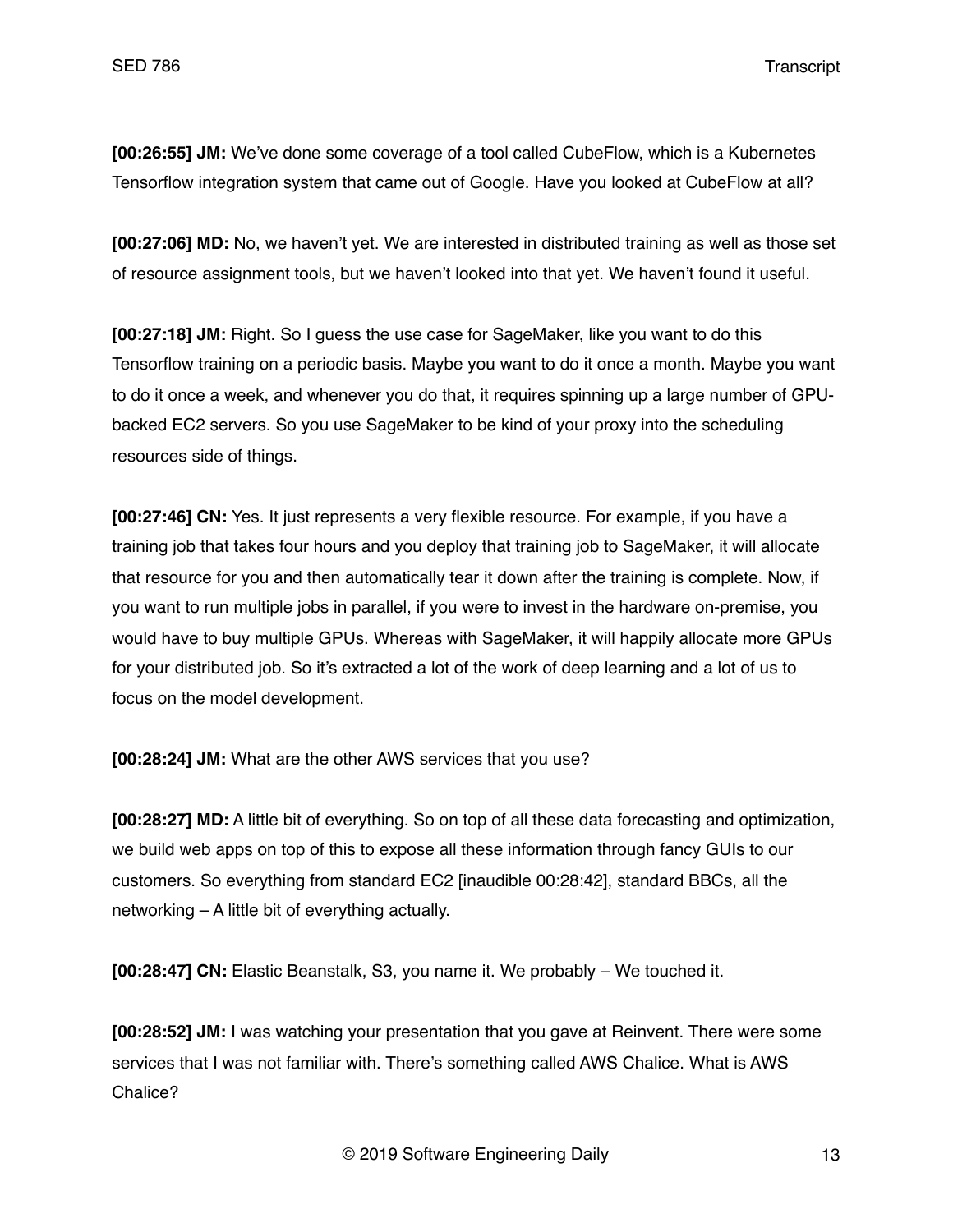**[00:26:55] JM:** We've done some coverage of a tool called CubeFlow, which is a Kubernetes Tensorflow integration system that came out of Google. Have you looked at CubeFlow at all?

**[00:27:06] MD:** No, we haven't yet. We are interested in distributed training as well as those set of resource assignment tools, but we haven't looked into that yet. We haven't found it useful.

**[00:27:18] JM:** Right. So I guess the use case for SageMaker, like you want to do this Tensorflow training on a periodic basis. Maybe you want to do it once a month. Maybe you want to do it once a week, and whenever you do that, it requires spinning up a large number of GPU-backed EC2 servers. So you use SageMaker to be kind of your proxy into the scheduling resources side of things.

**[00:27:46] CN:** Yes. It just represents a very flexible resource. For example, if you have a training job that takes four hours and you deploy that training job to SageMaker, it will allocate that resource for you and then automatically tear it down after the training is complete. Now, if you want to run multiple jobs in parallel, if you were to invest in the hardware on-premise, you would have to buy multiple GPUs. Whereas with SageMaker, it will happily allocate more GPUs for your distributed job. So it's extracted a lot of the work of deep learning and a lot of us to focus on the model development.

**[00:28:24] JM:** What are the other AWS services that you use?

**[00:28:27] MD:** A little bit of everything. So on top of all these data forecasting and optimization, we build web apps on top of this to expose all these information through fancy GUIs to our customers. So everything from standard EC2 [inaudible 00:28:42], standard BBCs, all the networking – A little bit of everything actually.

**[00:28:47] CN:** Elastic Beanstalk, S3, you name it. We probably – We touched it.

**[00:28:52] JM:** I was watching your presentation that you gave at Reinvent. There were some services that I was not familiar with. There's something called AWS Chalice. What is AWS Chalice?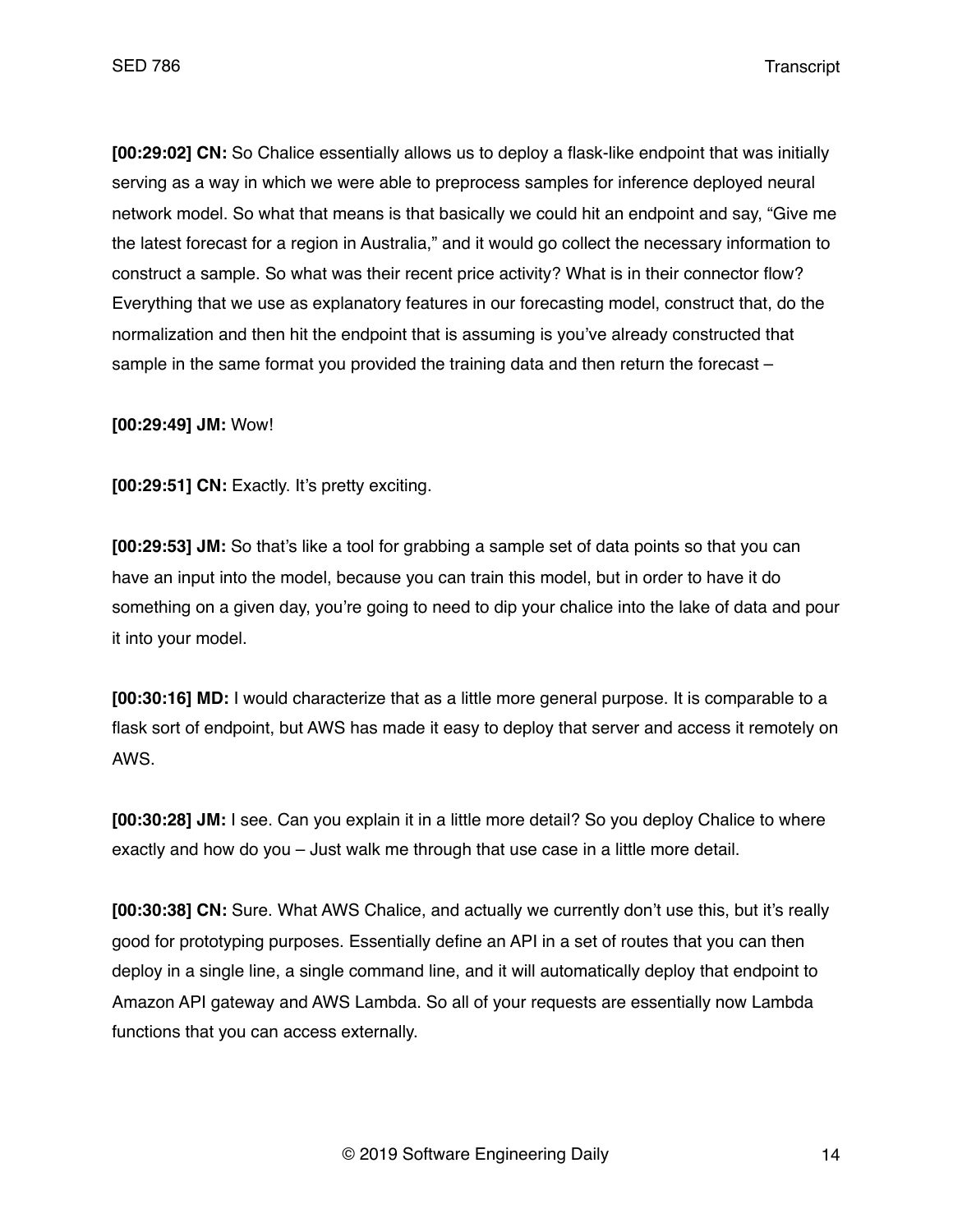**[00:29:02] CN:** So Chalice essentially allows us to deploy a flask-like endpoint that was initially serving as a way in which we were able to preprocess samples for inference deployed neural network model. So what that means is that basically we could hit an endpoint and say, “Give me the latest forecast for a region in Australia,” and it would go collect the necessary information to construct a sample. So what was their recent price activity? What is in their connector flow? Everything that we use as explanatory features in our forecasting model, construct that, do the normalization and then hit the endpoint that is assuming is you’ve already constructed that sample in the same format you provided the training data and then return the forecast –

**[00:29:49] JM:** Wow!

**[00:29:51] CN:** Exactly. It’s pretty exciting.

**[00:29:53] JM:** So that’s like a tool for grabbing a sample set of data points so that you can have an input into the model, because you can train this model, but in order to have it do something on a given day, you’re going to need to dip your chalice into the lake of data and pour it into your model.

**[00:30:16] MD:** I would characterize that as a little more general purpose. It is comparable to a flask sort of endpoint, but AWS has made it easy to deploy that server and access it remotely on AWS.

**[00:30:28] JM:** I see. Can you explain it in a little more detail? So you deploy Chalice to where exactly and how do you – Just walk me through that use case in a little more detail.

**[00:30:38] CN:** Sure. What AWS Chalice, and actually we currently don’t use this, but it’s really good for prototyping purposes. Essentially define an API in a set of routes that you can then deploy in a single line, a single command line, and it will automatically deploy that endpoint to Amazon API gateway and AWS Lambda. So all of your requests are essentially now Lambda functions that you can access externally.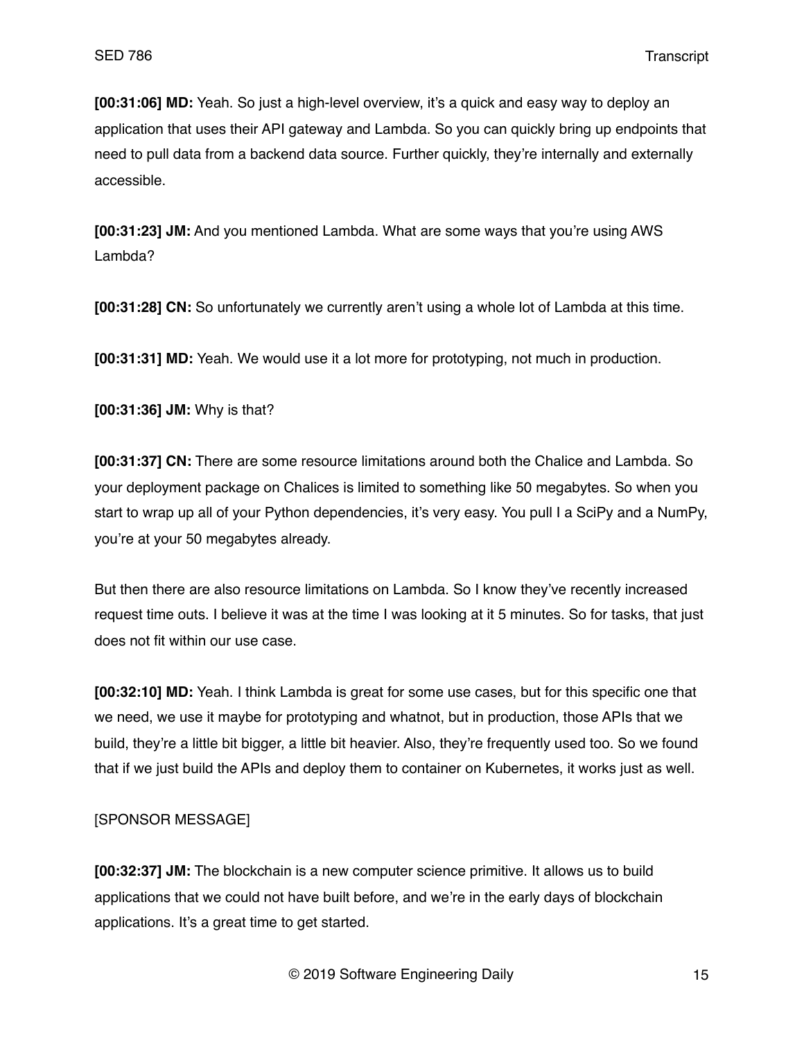**[00:31:06] MD:** Yeah. So just a high-level overview, it's a quick and easy way to deploy an application that uses their API gateway and Lambda. So you can quickly bring up endpoints that need to pull data from a backend data source. Further quickly, they're internally and externally accessible.

**[00:31:23] JM:** And you mentioned Lambda. What are some ways that you're using AWS Lambda?

**[00:31:28] CN:** So unfortunately we currently aren't using a whole lot of Lambda at this time.

**[00:31:31] MD:** Yeah. We would use it a lot more for prototyping, not much in production.

**[00:31:36] JM:** Why is that?

**[00:31:37] CN:** There are some resource limitations around both the Chalice and Lambda. So your deployment package on Chalices is limited to something like 50 megabytes. So when you start to wrap up all of your Python dependencies, it's very easy. You pull I a SciPy and a NumPy, you're at your 50 megabytes already.

But then there are also resource limitations on Lambda. So I know they've recently increased request time outs. I believe it was at the time I was looking at it 5 minutes. So for tasks, that just does not fit within our use case.

**[00:32:10] MD:** Yeah. I think Lambda is great for some use cases, but for this specific one that we need, we use it maybe for prototyping and whatnot, but in production, those APIs that we build, they're a little bit bigger, a little bit heavier. Also, they're frequently used too. So we found that if we just build the APIs and deploy them to container on Kubernetes, it works just as well.

[SPONSOR MESSAGE]

**[00:32:37] JM:** The blockchain is a new computer science primitive. It allows us to build applications that we could not have built before, and we're in the early days of blockchain applications. It's a great time to get started.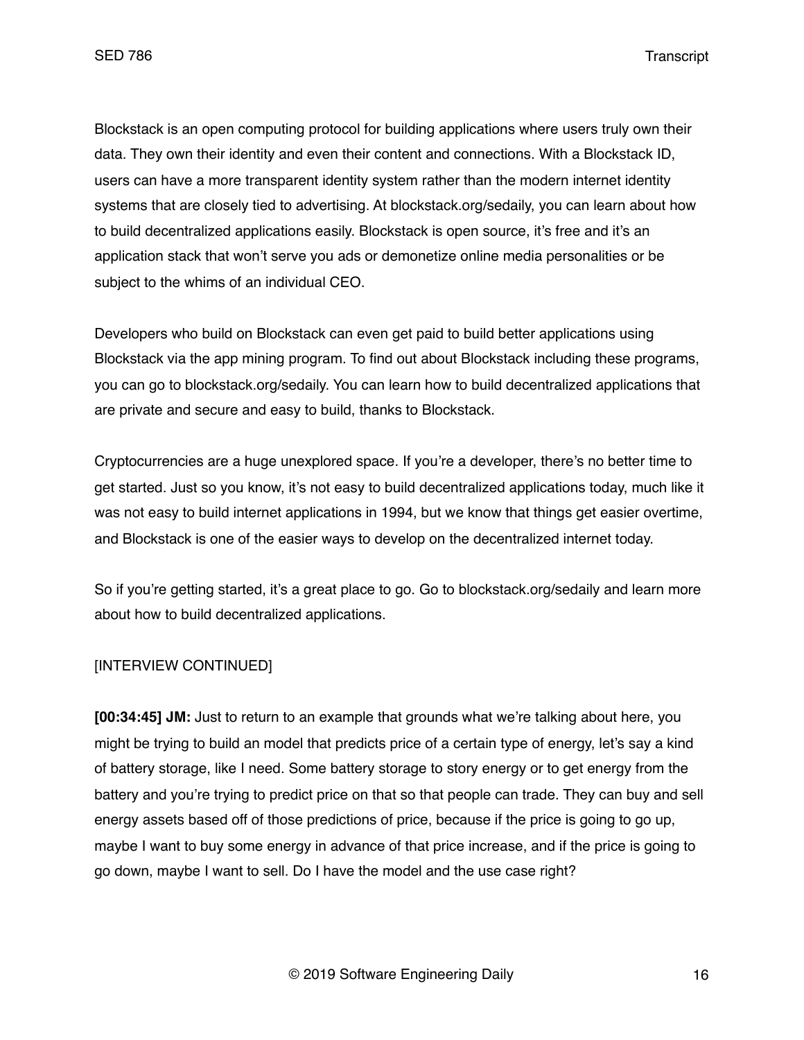Blockstack is an open computing protocol for building applications where users truly own their data. They own their identity and even their content and connections. With a Blockstack ID, users can have a more transparent identity system rather than the modern internet identity systems that are closely tied to advertising. At blockstack.org/sedaily, you can learn about how to build decentralized applications easily. Blockstack is open source, it's free and it's an application stack that won't serve you ads or demonetize online media personalities or be subject to the whims of an individual CEO.

Developers who build on Blockstack can even get paid to build better applications using Blockstack via the app mining program. To find out about Blockstack including these programs, you can go to blockstack.org/sedaily. You can learn how to build decentralized applications that are private and secure and easy to build, thanks to Blockstack.

Cryptocurrencies are a huge unexplored space. If you're a developer, there's no better time to get started. Just so you know, it's not easy to build decentralized applications today, much like it was not easy to build internet applications in 1994, but we know that things get easier overtime, and Blockstack is one of the easier ways to develop on the decentralized internet today.

So if you're getting started, it's a great place to go. Go to blockstack.org/sedaily and learn more about how to build decentralized applications.

[INTERVIEW CONTINUED]

**[00:34:45] JM:** Just to return to an example that grounds what we're talking about here, you might be trying to build an model that predicts price of a certain type of energy, let's say a kind of battery storage, like I need. Some battery storage to story energy or to get energy from the battery and you're trying to predict price on that so that people can trade. They can buy and sell energy assets based off of those predictions of price, because if the price is going to go up, maybe I want to buy some energy in advance of that price increase, and if the price is going to go down, maybe I want to sell. Do I have the model and the use case right?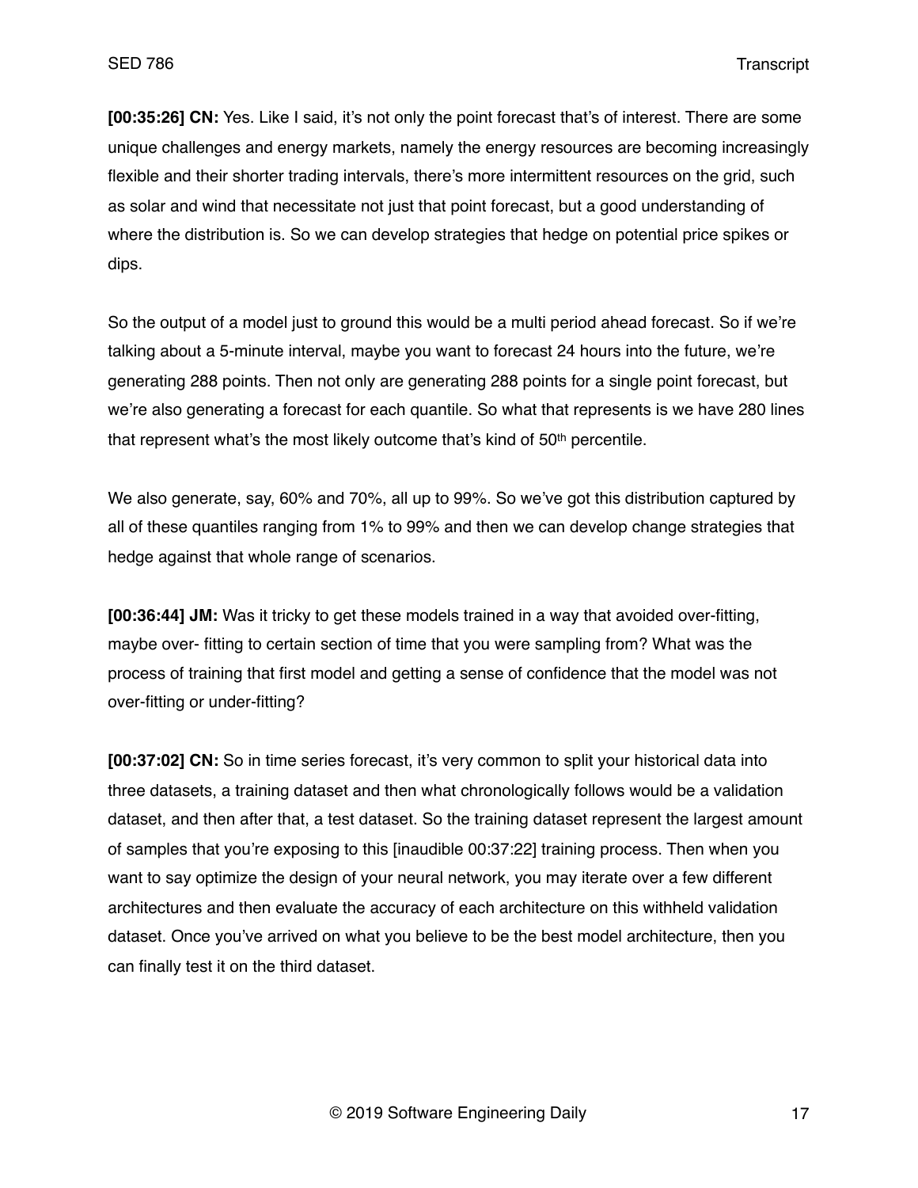**[00:35:26] CN:** Yes. Like I said, it's not only the point forecast that's of interest. There are some unique challenges and energy markets, namely the energy resources are becoming increasingly flexible and their shorter trading intervals, there's more intermittent resources on the grid, such as solar and wind that necessitate not just that point forecast, but a good understanding of where the distribution is. So we can develop strategies that hedge on potential price spikes or dips.

So the output of a model just to ground this would be a multi period ahead forecast. So if we're talking about a 5-minute interval, maybe you want to forecast 24 hours into the future, we're generating 288 points. Then not only are generating 288 points for a single point forecast, but we're also generating a forecast for each quantile. So what that represents is we have 280 lines that represent what's the most likely outcome that's kind of 50th percentile.

We also generate, say, 60% and 70%, all up to 99%. So we've got this distribution captured by all of these quantiles ranging from 1% to 99% and then we can develop change strategies that hedge against that whole range of scenarios.

**[00:36:44] JM:** Was it tricky to get these models trained in a way that avoided over-fitting, maybe over- fitting to certain section of time that you were sampling from? What was the process of training that first model and getting a sense of confidence that the model was not over-fitting or under-fitting?

**[00:37:02] CN:** So in time series forecast, it's very common to split your historical data into three datasets, a training dataset and then what chronologically follows would be a validation dataset, and then after that, a test dataset. So the training dataset represent the largest amount of samples that you're exposing to this [inaudible 00:37:22] training process. Then when you want to say optimize the design of your neural network, you may iterate over a few different architectures and then evaluate the accuracy of each architecture on this withheld validation dataset. Once you've arrived on what you believe to be the best model architecture, then you can finally test it on the third dataset.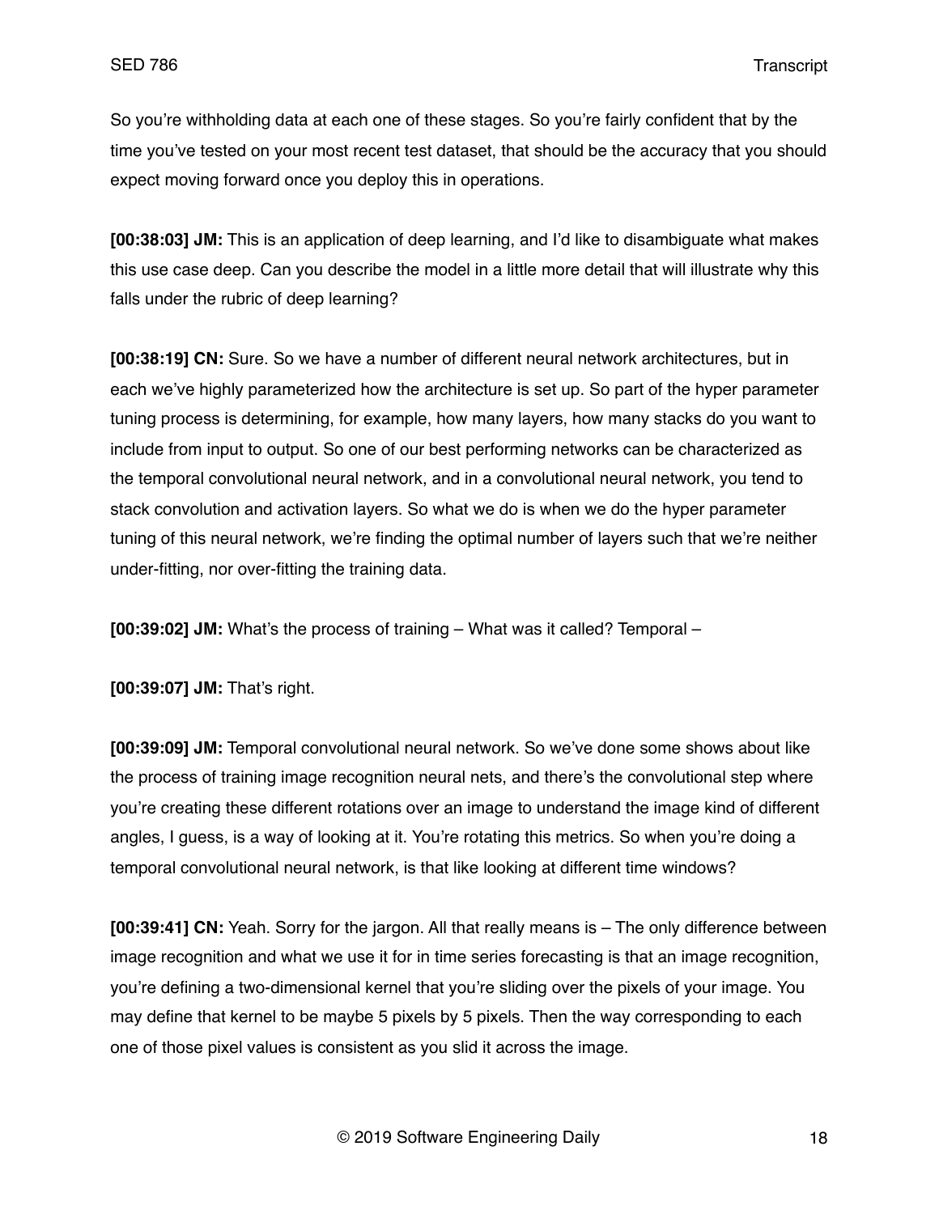So you're withholding data at each one of these stages. So you're fairly confident that by the time you've tested on your most recent test dataset, that should be the accuracy that you should expect moving forward once you deploy this in operations.

**[00:38:03] JM:** This is an application of deep learning, and I'd like to disambiguate what makes this use case deep. Can you describe the model in a little more detail that will illustrate why this falls under the rubric of deep learning?

**[00:38:19] CN:** Sure. So we have a number of different neural network architectures, but in each we've highly parameterized how the architecture is set up. So part of the hyper parameter tuning process is determining, for example, how many layers, how many stacks do you want to include from input to output. So one of our best performing networks can be characterized as the temporal convolutional neural network, and in a convolutional neural network, you tend to stack convolution and activation layers. So what we do is when we do the hyper parameter tuning of this neural network, we're finding the optimal number of layers such that we're neither under-fitting, nor over-fitting the training data.

**[00:39:02] JM:** What's the process of training – What was it called? Temporal –

**[00:39:07] JM:** That's right.

**[00:39:09] JM:** Temporal convolutional neural network. So we've done some shows about like the process of training image recognition neural nets, and there's the convolutional step where you're creating these different rotations over an image to understand the image kind of different angles, I guess, is a way of looking at it. You're rotating this metrics. So when you're doing a temporal convolutional neural network, is that like looking at different time windows?

**[00:39:41] CN:** Yeah. Sorry for the jargon. All that really means is – The only difference between image recognition and what we use it for in time series forecasting is that an image recognition, you're defining a two-dimensional kernel that you're sliding over the pixels of your image. You may define that kernel to be maybe 5 pixels by 5 pixels. Then the way corresponding to each one of those pixel values is consistent as you slid it across the image.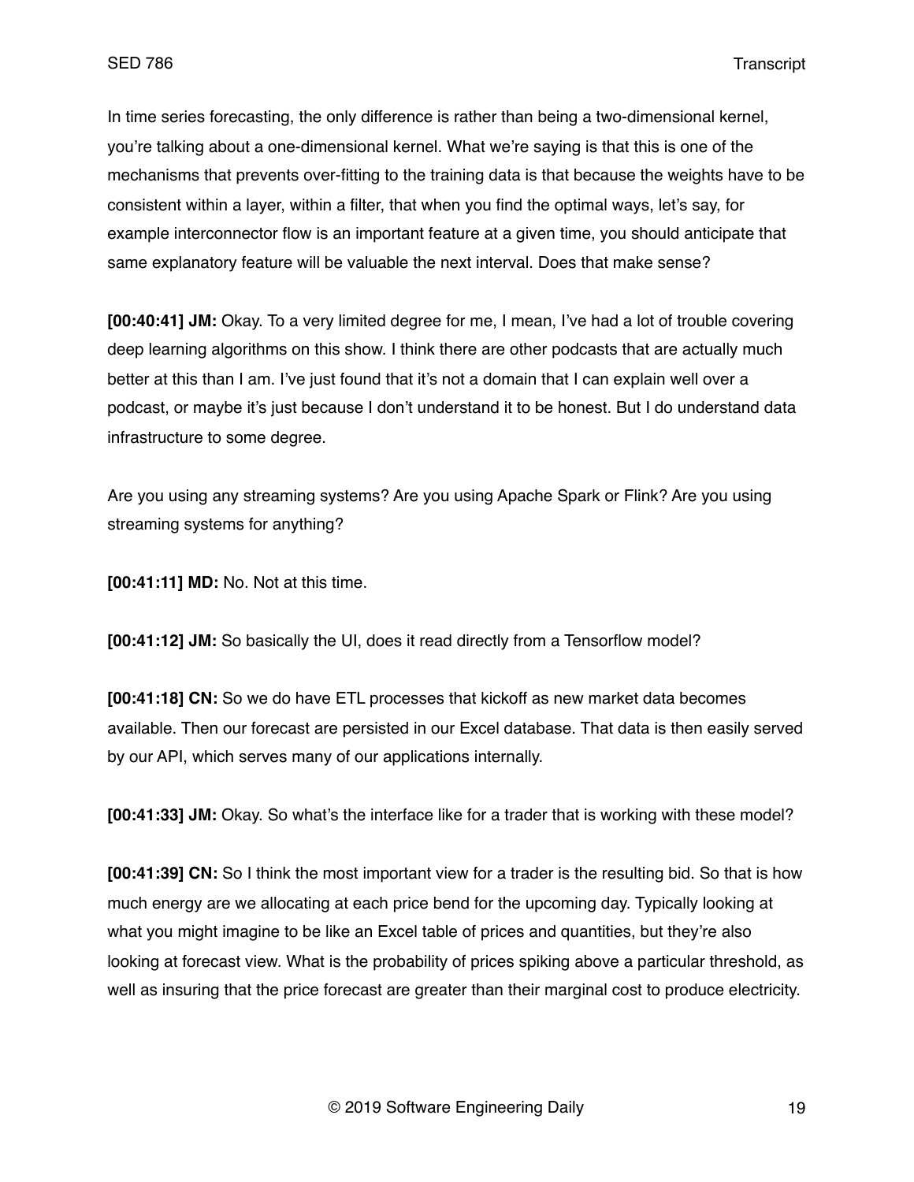In time series forecasting, the only difference is rather than being a two-dimensional kernel, you're talking about a one-dimensional kernel. What we're saying is that this is one of the mechanisms that prevents over-fitting to the training data is that because the weights have to be consistent within a layer, within a filter, that when you find the optimal ways, let's say, for example interconnector flow is an important feature at a given time, you should anticipate that same explanatory feature will be valuable the next interval. Does that make sense?

**[00:40:41] JM:** Okay. To a very limited degree for me, I mean, I've had a lot of trouble covering deep learning algorithms on this show. I think there are other podcasts that are actually much better at this than I am. I've just found that it's not a domain that I can explain well over a podcast, or maybe it's just because I don't understand it to be honest. But I do understand data infrastructure to some degree.

Are you using any streaming systems? Are you using Apache Spark or Flink? Are you using streaming systems for anything?

**[00:41:11] MD:** No. Not at this time.

**[00:41:12] JM:** So basically the UI, does it read directly from a Tensorflow model?

**[00:41:18] CN:** So we do have ETL processes that kickoff as new market data becomes available. Then our forecast are persisted in our Excel database. That data is then easily served by our API, which serves many of our applications internally.

**[00:41:33] JM:** Okay. So what's the interface like for a trader that is working with these model?

**[00:41:39] CN:** So I think the most important view for a trader is the resulting bid. So that is how much energy are we allocating at each price bend for the upcoming day. Typically looking at what you might imagine to be like an Excel table of prices and quantities, but they're also looking at forecast view. What is the probability of prices spiking above a particular threshold, as well as insuring that the price forecast are greater than their marginal cost to produce electricity.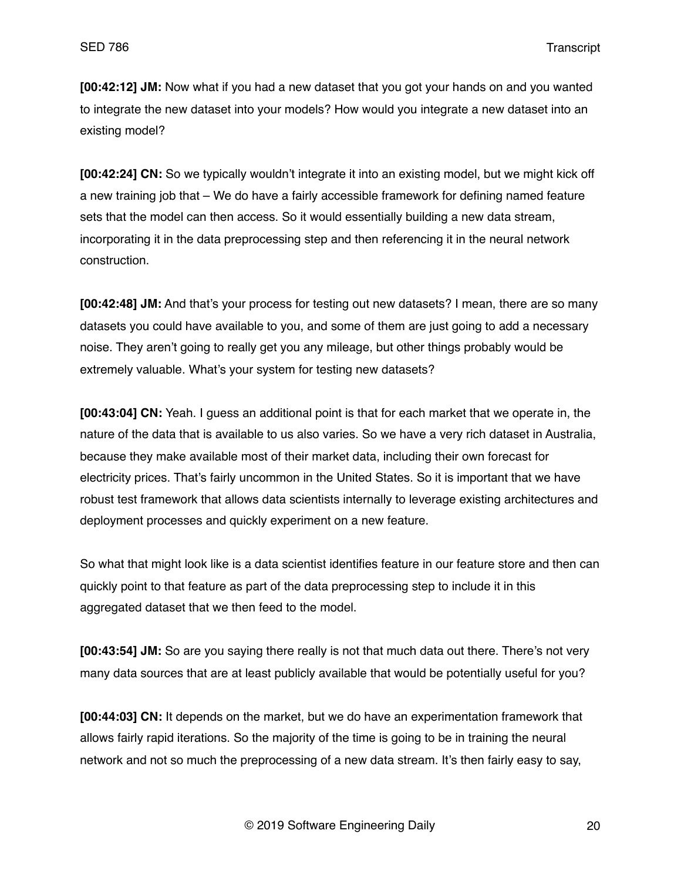**[00:42:12] JM:** Now what if you had a new dataset that you got your hands on and you wanted to integrate the new dataset into your models? How would you integrate a new dataset into an existing model?

**[00:42:24] CN:** So we typically wouldn't integrate it into an existing model, but we might kick off a new training job that – We do have a fairly accessible framework for defining named feature sets that the model can then access. So it would essentially building a new data stream, incorporating it in the data preprocessing step and then referencing it in the neural network construction.

**[00:42:48] JM:** And that's your process for testing out new datasets? I mean, there are so many datasets you could have available to you, and some of them are just going to add a necessary noise. They aren't going to really get you any mileage, but other things probably would be extremely valuable. What's your system for testing new datasets?

**[00:43:04] CN:** Yeah. I guess an additional point is that for each market that we operate in, the nature of the data that is available to us also varies. So we have a very rich dataset in Australia, because they make available most of their market data, including their own forecast for electricity prices. That's fairly uncommon in the United States. So it is important that we have robust test framework that allows data scientists internally to leverage existing architectures and deployment processes and quickly experiment on a new feature.

So what that might look like is a data scientist identifies feature in our feature store and then can quickly point to that feature as part of the data preprocessing step to include it in this aggregated dataset that we then feed to the model.

**[00:43:54] JM:** So are you saying there really is not that much data out there. There's not very many data sources that are at least publicly available that would be potentially useful for you?

**[00:44:03] CN:** It depends on the market, but we do have an experimentation framework that allows fairly rapid iterations. So the majority of the time is going to be in training the neural network and not so much the preprocessing of a new data stream. It's then fairly easy to say,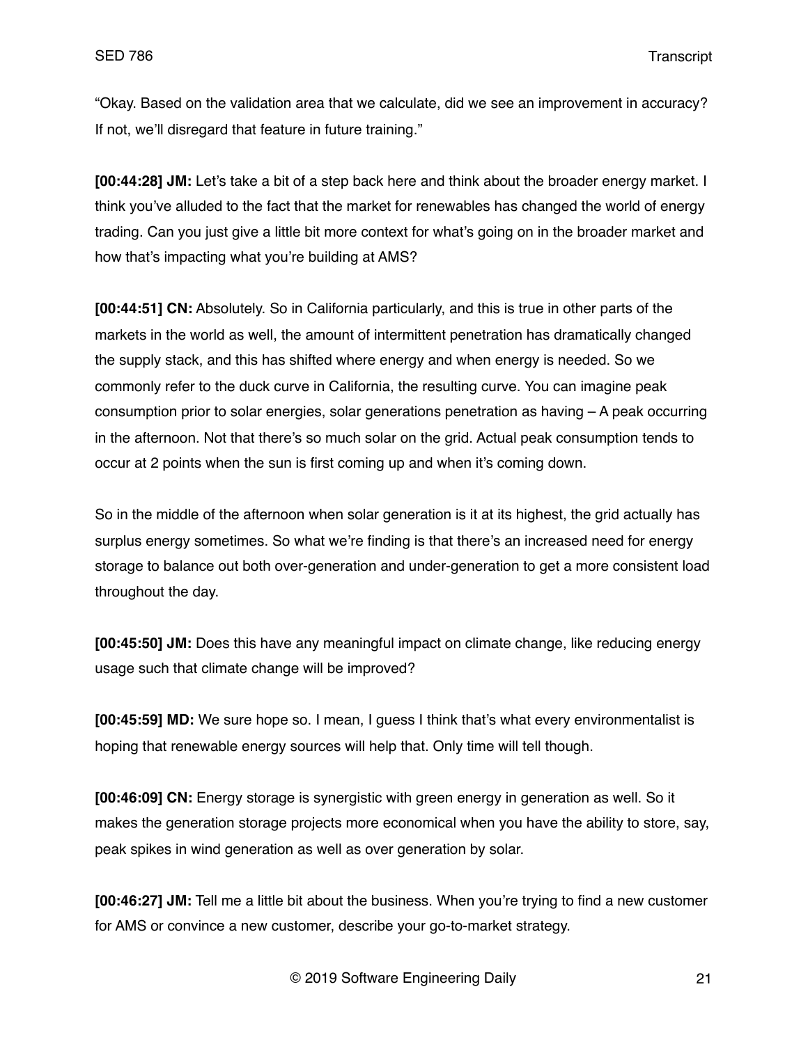"Okay. Based on the validation area that we calculate, did we see an improvement in accuracy? If not, we'll disregard that feature in future training."

**[00:44:28] JM:** Let's take a bit of a step back here and think about the broader energy market. I think you've alluded to the fact that the market for renewables has changed the world of energy trading. Can you just give a little bit more context for what's going on in the broader market and how that's impacting what you're building at AMS?

**[00:44:51] CN:** Absolutely. So in California particularly, and this is true in other parts of the markets in the world as well, the amount of intermittent penetration has dramatically changed the supply stack, and this has shifted where energy and when energy is needed. So we commonly refer to the duck curve in California, the resulting curve. You can imagine peak consumption prior to solar energies, solar generations penetration as having – A peak occurring in the afternoon. Not that there's so much solar on the grid. Actual peak consumption tends to occur at 2 points when the sun is first coming up and when it's coming down.

So in the middle of the afternoon when solar generation is it at its highest, the grid actually has surplus energy sometimes. So what we're finding is that there's an increased need for energy storage to balance out both over-generation and under-generation to get a more consistent load throughout the day.

**[00:45:50] JM:** Does this have any meaningful impact on climate change, like reducing energy usage such that climate change will be improved?

**[00:45:59] MD:** We sure hope so. I mean, I guess I think that's what every environmentalist is hoping that renewable energy sources will help that. Only time will tell though.

**[00:46:09] CN:** Energy storage is synergistic with green energy in generation as well. So it makes the generation storage projects more economical when you have the ability to store, say, peak spikes in wind generation as well as over generation by solar.

**[00:46:27] JM:** Tell me a little bit about the business. When you're trying to find a new customer for AMS or convince a new customer, describe your go-to-market strategy.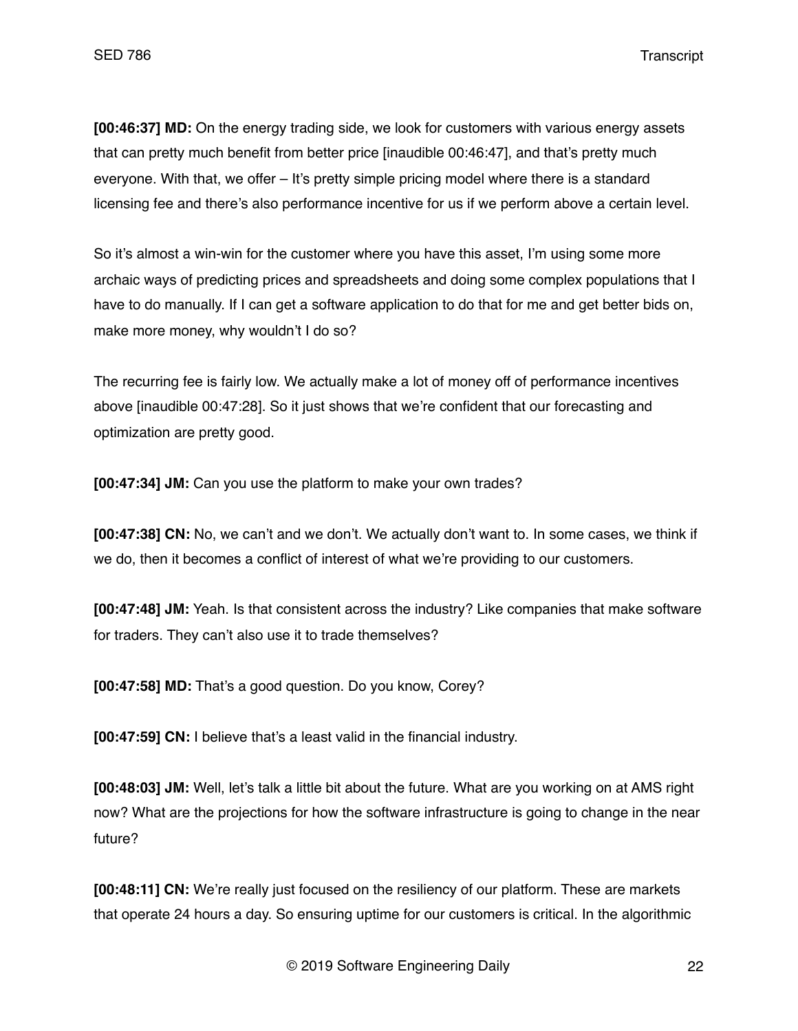**[00:46:37] MD:** On the energy trading side, we look for customers with various energy assets that can pretty much benefit from better price [inaudible 00:46:47], and that's pretty much everyone. With that, we offer – It's pretty simple pricing model where there is a standard licensing fee and there's also performance incentive for us if we perform above a certain level.

So it's almost a win-win for the customer where you have this asset, I'm using some more archaic ways of predicting prices and spreadsheets and doing some complex populations that I have to do manually. If I can get a software application to do that for me and get better bids on, make more money, why wouldn't I do so?

The recurring fee is fairly low. We actually make a lot of money off of performance incentives above [inaudible 00:47:28]. So it just shows that we're confident that our forecasting and optimization are pretty good.

**[00:47:34] JM:** Can you use the platform to make your own trades?

**[00:47:38] CN:** No, we can't and we don't. We actually don't want to. In some cases, we think if we do, then it becomes a conflict of interest of what we're providing to our customers.

**[00:47:48] JM:** Yeah. Is that consistent across the industry? Like companies that make software for traders. They can't also use it to trade themselves?

**[00:47:58] MD:** That's a good question. Do you know, Corey?

**[00:47:59] CN:** I believe that's a least valid in the financial industry.

**[00:48:03] JM:** Well, let's talk a little bit about the future. What are you working on at AMS right now? What are the projections for how the software infrastructure is going to change in the near future?

**[00:48:11] CN:** We're really just focused on the resiliency of our platform. These are markets that operate 24 hours a day. So ensuring uptime for our customers is critical. In the algorithmic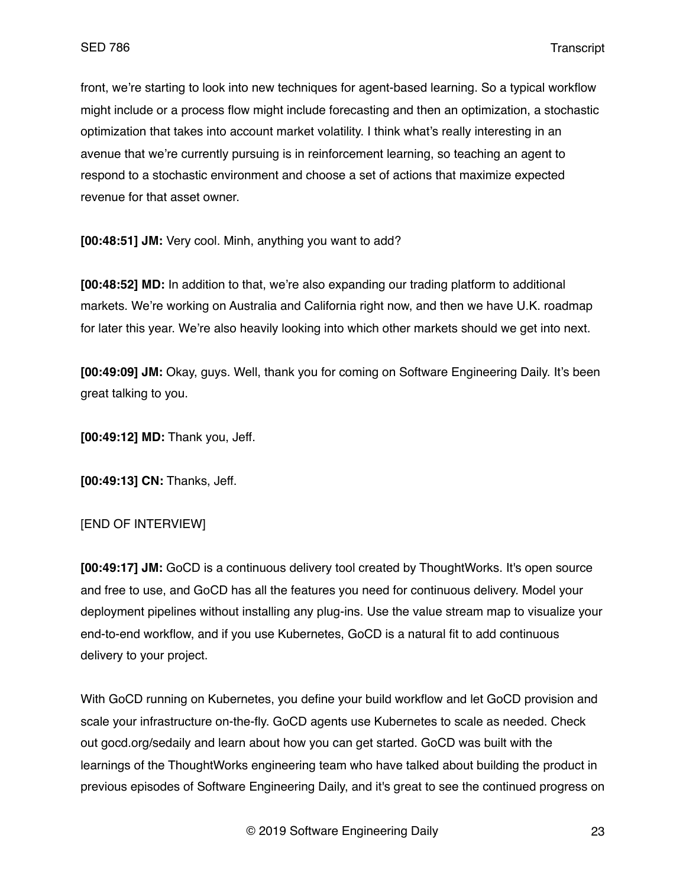front, we’re starting to look into new techniques for agent-based learning. So a typical workflow might include or a process flow might include forecasting and then an optimization, a stochastic optimization that takes into account market volatility. I think what’s really interesting in an avenue that we’re currently pursuing is in reinforcement learning, so teaching an agent to respond to a stochastic environment and choose a set of actions that maximize expected revenue for that asset owner.

**[00:48:51] JM:** Very cool. Minh, anything you want to add?

**[00:48:52] MD:** In addition to that, we’re also expanding our trading platform to additional markets. We’re working on Australia and California right now, and then we have U.K. roadmap for later this year. We’re also heavily looking into which other markets should we get into next.

**[00:49:09] JM:** Okay, guys. Well, thank you for coming on Software Engineering Daily. It’s been great talking to you.

**[00:49:12] MD:** Thank you, Jeff.

**[00:49:13] CN:** Thanks, Jeff.

[END OF INTERVIEW]

**[00:49:17] JM:** GoCD is a continuous delivery tool created by ThoughtWorks. It's open source and free to use, and GoCD has all the features you need for continuous delivery. Model your deployment pipelines without installing any plug-ins. Use the value stream map to visualize your end-to-end workflow, and if you use Kubernetes, GoCD is a natural fit to add continuous delivery to your project.

With GoCD running on Kubernetes, you define your build workflow and let GoCD provision and scale your infrastructure on-the-fly. GoCD agents use Kubernetes to scale as needed. Check out gocd.org/sedaily and learn about how you can get started. GoCD was built with the learnings of the ThoughtWorks engineering team who have talked about building the product in previous episodes of Software Engineering Daily, and it's great to see the continued progress on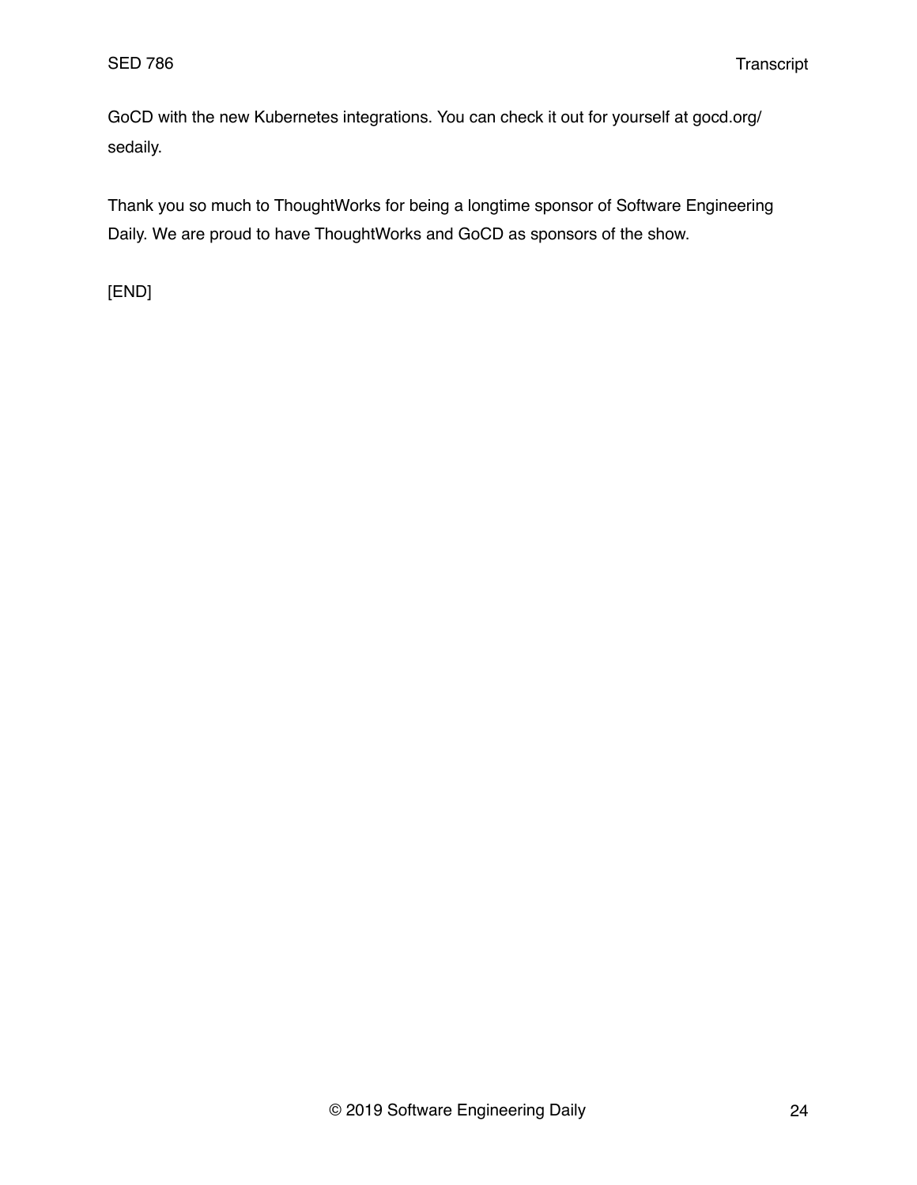GoCD with the new Kubernetes integrations. You can check it out for yourself at gocd.org/sedaily.

Thank you so much to ThoughtWorks for being a longtime sponsor of Software Engineering Daily. We are proud to have ThoughtWorks and GoCD as sponsors of the show.

[END]